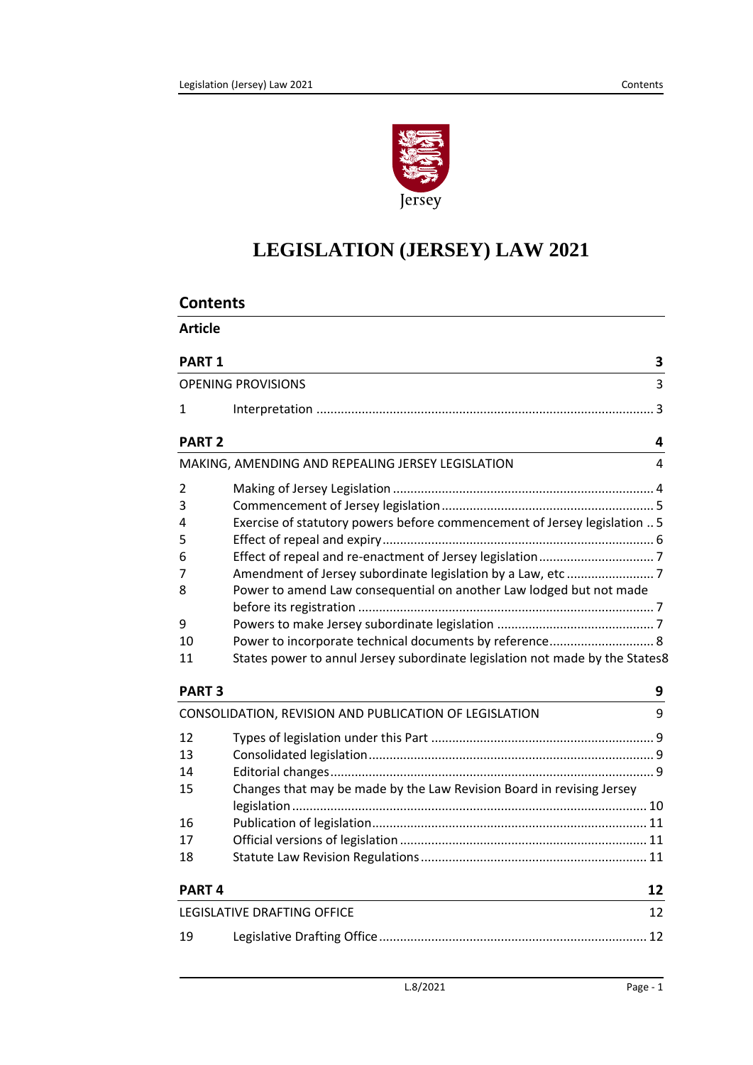Jersey

# LEGISLATION (JERSEY) LAW 2021

## Contents

**Article**

| | | |
|---|---|---|
| **PART 1** | | **3** |
| OPENING PROVISIONS | | 3 |
| 1 | Interpretation | 3 |
| **PART 2** | | **4** |
| MAKING, AMENDING AND REPEALING JERSEY LEGISLATION | | 4 |
| 2 | Making of Jersey Legislation | 4 |
| 3 | Commencement of Jersey legislation | 5 |
| 4 | Exercise of statutory powers before commencement of Jersey legislation | 5 |
| 5 | Effect of repeal and expiry | 6 |
| 6 | Effect of repeal and re-enactment of Jersey legislation | 7 |
| 7 | Amendment of Jersey subordinate legislation by a Law, etc | 7 |
| 8 | Power to amend Law consequential on another Law lodged but not made before its registration | 7 |
| 9 | Powers to make Jersey subordinate legislation | 7 |
| 10 | Power to incorporate technical documents by reference | 8 |
| 11 | States power to annul Jersey subordinate legislation not made by the States | 8 |
| **PART 3** | | **9** |
| CONSOLIDATION, REVISION AND PUBLICATION OF LEGISLATION | | 9 |
| 12 | Types of legislation under this Part | 9 |
| 13 | Consolidated legislation | 9 |
| 14 | Editorial changes | 9 |
| 15 | Changes that may be made by the Law Revision Board in revising Jersey legislation | 10 |
| 16 | Publication of legislation | 11 |
| 17 | Official versions of legislation | 11 |
| 18 | Statute Law Revision Regulations | 11 |
| **PART 4** | | **12** |
| LEGISLATIVE DRAFTING OFFICE | | 12 |
| 19 | Legislative Drafting Office | 12 |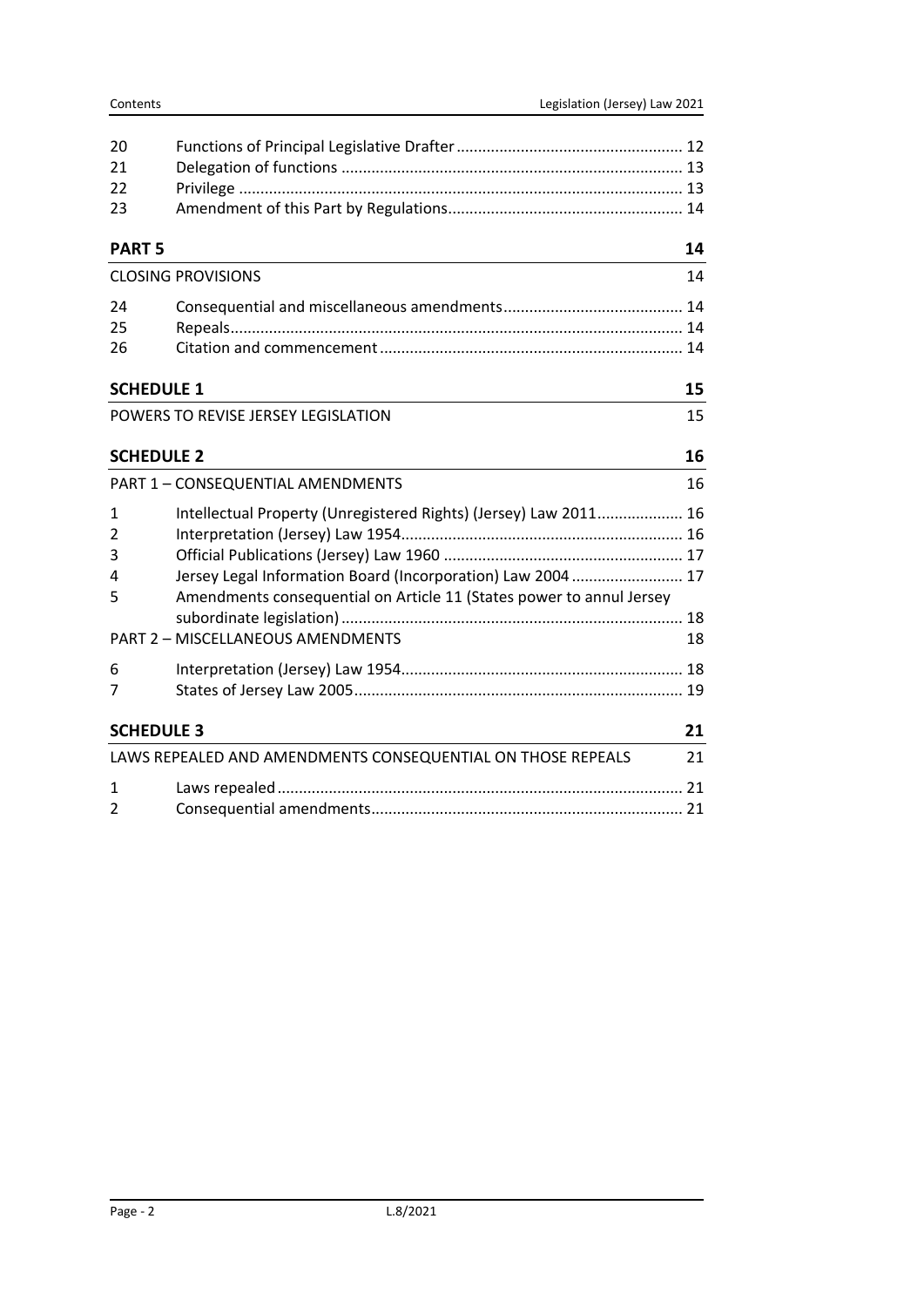| | | |
|---|---|---|
| 20 | Functions of Principal Legislative Drafter | 12 |
| 21 | Delegation of functions | 13 |
| 22 | Privilege | 13 |
| 23 | Amendment of this Part by Regulations | 14 |

**PART 5** 14

CLOSING PROVISIONS 14

| | | |
|---|---|---|
| 24 | Consequential and miscellaneous amendments | 14 |
| 25 | Repeals | 14 |
| 26 | Citation and commencement | 14 |

**SCHEDULE 1** 15

POWERS TO REVISE JERSEY LEGISLATION 15

**SCHEDULE 2** 16

PART 1 – CONSEQUENTIAL AMENDMENTS 16

| | | |
|---|---|---|
| 1 | Intellectual Property (Unregistered Rights) (Jersey) Law 2011 | 16 |
| 2 | Interpretation (Jersey) Law 1954 | 16 |
| 3 | Official Publications (Jersey) Law 1960 | 17 |
| 4 | Jersey Legal Information Board (Incorporation) Law 2004 | 17 |
| 5 | Amendments consequential on Article 11 (States power to annul Jersey subordinate legislation) | 18 |

PART 2 – MISCELLANEOUS AMENDMENTS 18

| | | |
|---|---|---|
| 6 | Interpretation (Jersey) Law 1954 | 18 |
| 7 | States of Jersey Law 2005 | 19 |

**SCHEDULE 3** 21

LAWS REPEALED AND AMENDMENTS CONSEQUENTIAL ON THOSE REPEALS 21

| | | |
|---|---|---|
| 1 | Laws repealed | 21 |
| 2 | Consequential amendments | 21 |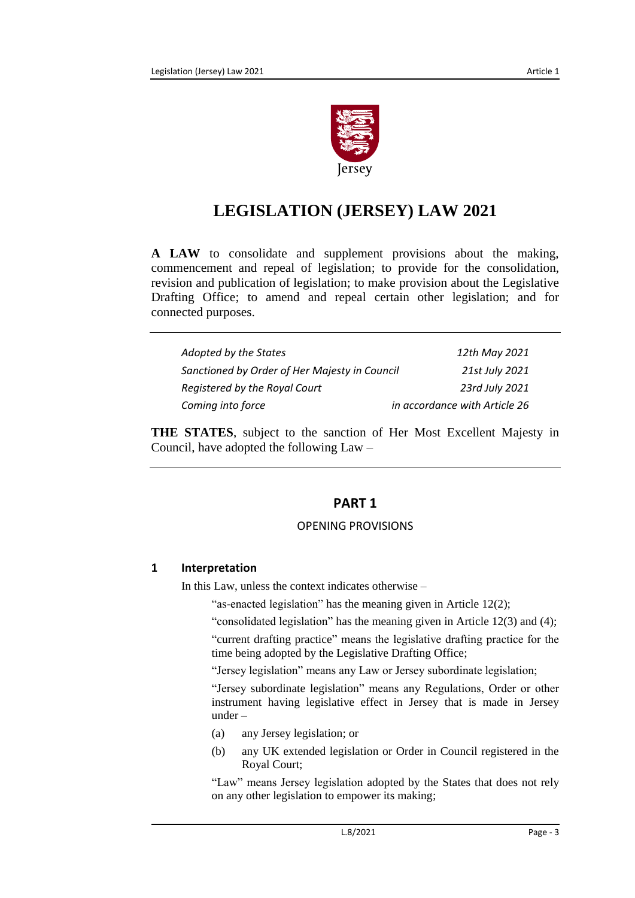# LEGISLATION (JERSEY) LAW 2021

**A LAW** to consolidate and supplement provisions about the making, commencement and repeal of legislation; to provide for the consolidation, revision and publication of legislation; to make provision about the Legislative Drafting Office; to amend and repeal certain other legislation; and for connected purposes.

| | |
|---|---|
| *Adopted by the States* | *12th May 2021* |
| *Sanctioned by Order of Her Majesty in Council* | *21st July 2021* |
| *Registered by the Royal Court* | *23rd July 2021* |
| *Coming into force* | *in accordance with Article 26* |

**THE STATES**, subject to the sanction of Her Most Excellent Majesty in Council, have adopted the following Law –

## PART 1

### OPENING PROVISIONS

#### 1 Interpretation

In this Law, unless the context indicates otherwise –

"as-enacted legislation" has the meaning given in Article 12(2);

"consolidated legislation" has the meaning given in Article 12(3) and (4);

"current drafting practice" means the legislative drafting practice for the time being adopted by the Legislative Drafting Office;

"Jersey legislation" means any Law or Jersey subordinate legislation;

"Jersey subordinate legislation" means any Regulations, Order or other instrument having legislative effect in Jersey that is made in Jersey under –

(a) any Jersey legislation; or

(b) any UK extended legislation or Order in Council registered in the Royal Court;

"Law" means Jersey legislation adopted by the States that does not rely on any other legislation to empower its making;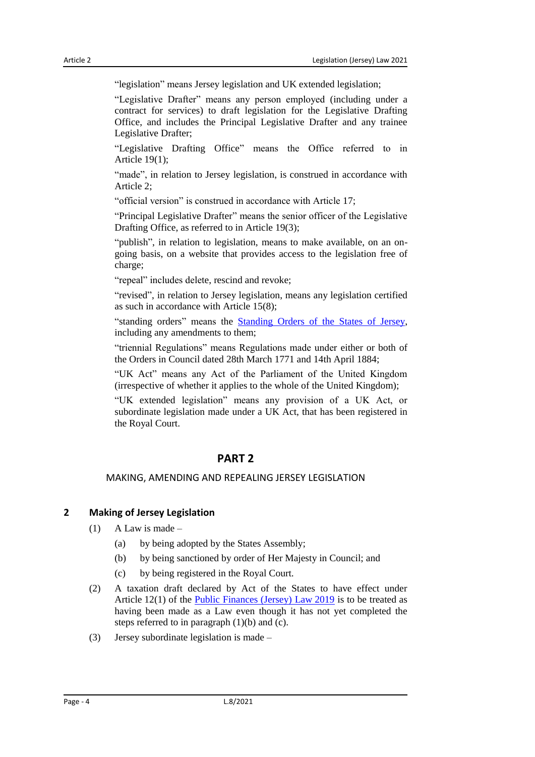"legislation" means Jersey legislation and UK extended legislation;

"Legislative Drafter" means any person employed (including under a contract for services) to draft legislation for the Legislative Drafting Office, and includes the Principal Legislative Drafter and any trainee Legislative Drafter;

"Legislative Drafting Office" means the Office referred to in Article 19(1);

"made", in relation to Jersey legislation, is construed in accordance with Article 2;

"official version" is construed in accordance with Article 17;

"Principal Legislative Drafter" means the senior officer of the Legislative Drafting Office, as referred to in Article 19(3);

"publish", in relation to legislation, means to make available, on an on-going basis, on a website that provides access to the legislation free of charge;

"repeal" includes delete, rescind and revoke;

"revised", in relation to Jersey legislation, means any legislation certified as such in accordance with Article 15(8);

"standing orders" means the Standing Orders of the States of Jersey, including any amendments to them;

"triennial Regulations" means Regulations made under either or both of the Orders in Council dated 28th March 1771 and 14th April 1884;

"UK Act" means any Act of the Parliament of the United Kingdom (irrespective of whether it applies to the whole of the United Kingdom);

"UK extended legislation" means any provision of a UK Act, or subordinate legislation made under a UK Act, that has been registered in the Royal Court.

# PART 2

## MAKING, AMENDING AND REPEALING JERSEY LEGISLATION

### 2 Making of Jersey Legislation

(1) A Law is made –

(a) by being adopted by the States Assembly;

(b) by being sanctioned by order of Her Majesty in Council; and

(c) by being registered in the Royal Court.

(2) A taxation draft declared by Act of the States to have effect under Article 12(1) of the Public Finances (Jersey) Law 2019 is to be treated as having been made as a Law even though it has not yet completed the steps referred to in paragraph (1)(b) and (c).

(3) Jersey subordinate legislation is made –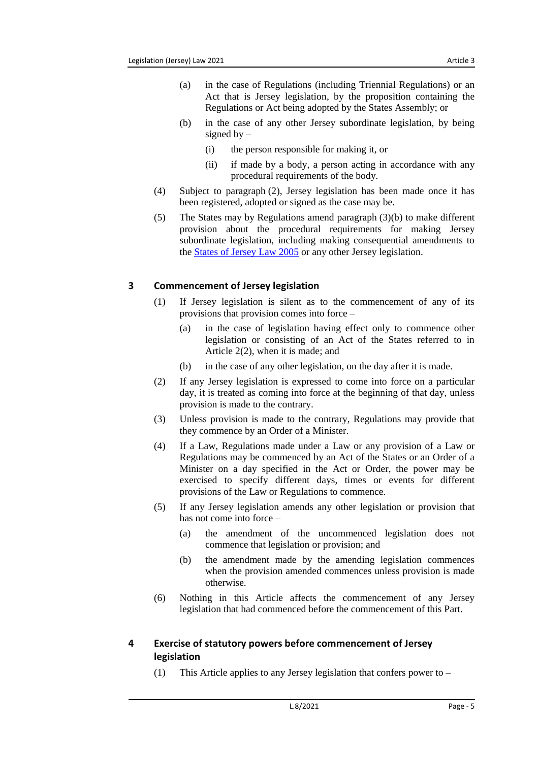(a) in the case of Regulations (including Triennial Regulations) or an Act that is Jersey legislation, by the proposition containing the Regulations or Act being adopted by the States Assembly; or

(b) in the case of any other Jersey subordinate legislation, by being signed by –

(i) the person responsible for making it, or

(ii) if made by a body, a person acting in accordance with any procedural requirements of the body.

(4) Subject to paragraph (2), Jersey legislation has been made once it has been registered, adopted or signed as the case may be.

(5) The States may by Regulations amend paragraph (3)(b) to make different provision about the procedural requirements for making Jersey subordinate legislation, including making consequential amendments to the States of Jersey Law 2005 or any other Jersey legislation.

## 3 Commencement of Jersey legislation

(1) If Jersey legislation is silent as to the commencement of any of its provisions that provision comes into force –

(a) in the case of legislation having effect only to commence other legislation or consisting of an Act of the States referred to in Article 2(2), when it is made; and

(b) in the case of any other legislation, on the day after it is made.

(2) If any Jersey legislation is expressed to come into force on a particular day, it is treated as coming into force at the beginning of that day, unless provision is made to the contrary.

(3) Unless provision is made to the contrary, Regulations may provide that they commence by an Order of a Minister.

(4) If a Law, Regulations made under a Law or any provision of a Law or Regulations may be commenced by an Act of the States or an Order of a Minister on a day specified in the Act or Order, the power may be exercised to specify different days, times or events for different provisions of the Law or Regulations to commence.

(5) If any Jersey legislation amends any other legislation or provision that has not come into force –

(a) the amendment of the uncommenced legislation does not commence that legislation or provision; and

(b) the amendment made by the amending legislation commences when the provision amended commences unless provision is made otherwise.

(6) Nothing in this Article affects the commencement of any Jersey legislation that had commenced before the commencement of this Part.

## 4 Exercise of statutory powers before commencement of Jersey legislation

(1) This Article applies to any Jersey legislation that confers power to –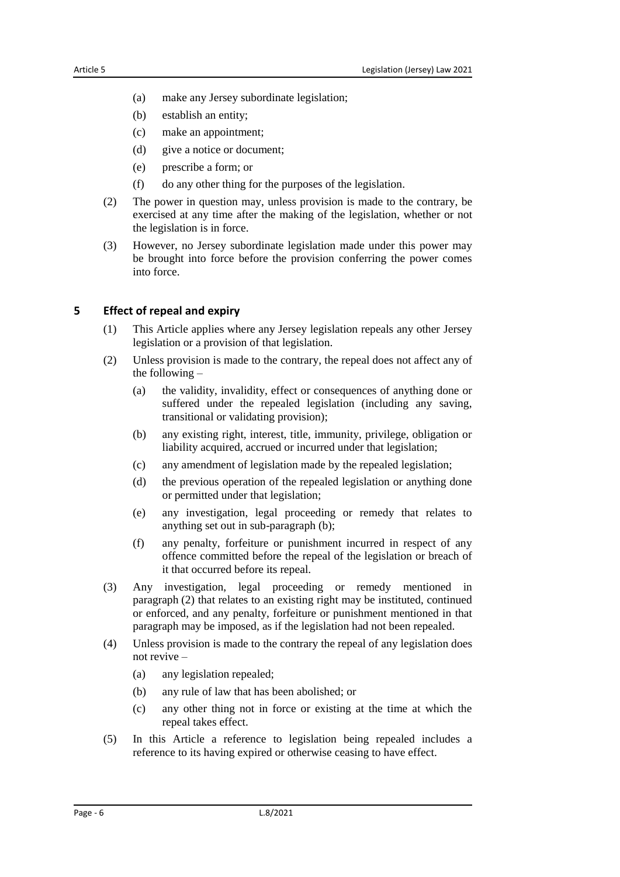(a) make any Jersey subordinate legislation;

(b) establish an entity;

(c) make an appointment;

(d) give a notice or document;

(e) prescribe a form; or

(f) do any other thing for the purposes of the legislation.

(2) The power in question may, unless provision is made to the contrary, be exercised at any time after the making of the legislation, whether or not the legislation is in force.

(3) However, no Jersey subordinate legislation made under this power may be brought into force before the provision conferring the power comes into force.

## 5 Effect of repeal and expiry

(1) This Article applies where any Jersey legislation repeals any other Jersey legislation or a provision of that legislation.

(2) Unless provision is made to the contrary, the repeal does not affect any of the following –

(a) the validity, invalidity, effect or consequences of anything done or suffered under the repealed legislation (including any saving, transitional or validating provision);

(b) any existing right, interest, title, immunity, privilege, obligation or liability acquired, accrued or incurred under that legislation;

(c) any amendment of legislation made by the repealed legislation;

(d) the previous operation of the repealed legislation or anything done or permitted under that legislation;

(e) any investigation, legal proceeding or remedy that relates to anything set out in sub-paragraph (b);

(f) any penalty, forfeiture or punishment incurred in respect of any offence committed before the repeal of the legislation or breach of it that occurred before its repeal.

(3) Any investigation, legal proceeding or remedy mentioned in paragraph (2) that relates to an existing right may be instituted, continued or enforced, and any penalty, forfeiture or punishment mentioned in that paragraph may be imposed, as if the legislation had not been repealed.

(4) Unless provision is made to the contrary the repeal of any legislation does not revive –

(a) any legislation repealed;

(b) any rule of law that has been abolished; or

(c) any other thing not in force or existing at the time at which the repeal takes effect.

(5) In this Article a reference to legislation being repealed includes a reference to its having expired or otherwise ceasing to have effect.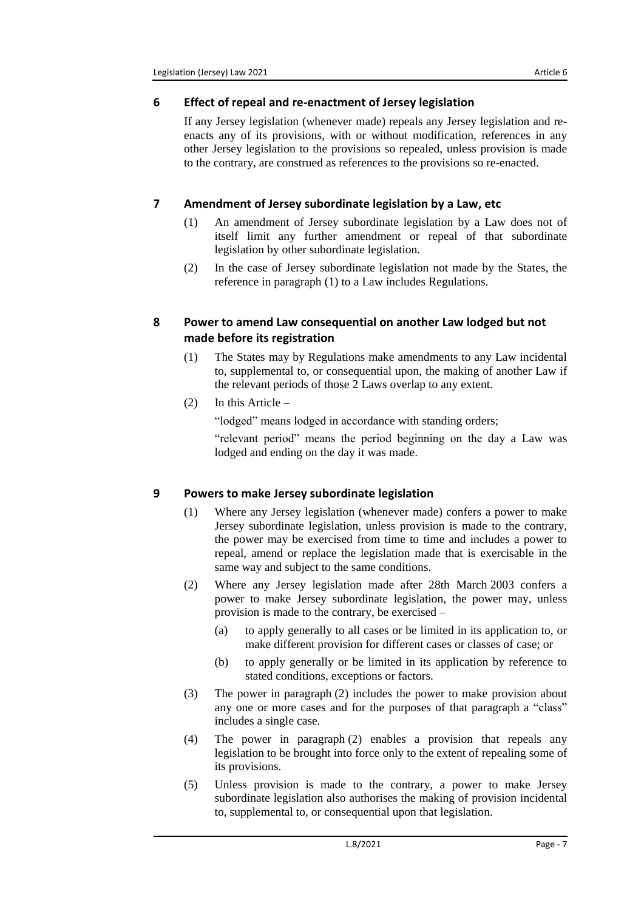## 6 Effect of repeal and re-enactment of Jersey legislation

If any Jersey legislation (whenever made) repeals any Jersey legislation and re-enacts any of its provisions, with or without modification, references in any other Jersey legislation to the provisions so repealed, unless provision is made to the contrary, are construed as references to the provisions so re-enacted.

## 7 Amendment of Jersey subordinate legislation by a Law, etc

(1) An amendment of Jersey subordinate legislation by a Law does not of itself limit any further amendment or repeal of that subordinate legislation by other subordinate legislation.

(2) In the case of Jersey subordinate legislation not made by the States, the reference in paragraph (1) to a Law includes Regulations.

## 8 Power to amend Law consequential on another Law lodged but not made before its registration

(1) The States may by Regulations make amendments to any Law incidental to, supplemental to, or consequential upon, the making of another Law if the relevant periods of those 2 Laws overlap to any extent.

(2) In this Article –

"lodged" means lodged in accordance with standing orders;

"relevant period" means the period beginning on the day a Law was lodged and ending on the day it was made.

## 9 Powers to make Jersey subordinate legislation

(1) Where any Jersey legislation (whenever made) confers a power to make Jersey subordinate legislation, unless provision is made to the contrary, the power may be exercised from time to time and includes a power to repeal, amend or replace the legislation made that is exercisable in the same way and subject to the same conditions.

(2) Where any Jersey legislation made after 28th March 2003 confers a power to make Jersey subordinate legislation, the power may, unless provision is made to the contrary, be exercised –

(a) to apply generally to all cases or be limited in its application to, or make different provision for different cases or classes of case; or

(b) to apply generally or be limited in its application by reference to stated conditions, exceptions or factors.

(3) The power in paragraph (2) includes the power to make provision about any one or more cases and for the purposes of that paragraph a "class" includes a single case.

(4) The power in paragraph (2) enables a provision that repeals any legislation to be brought into force only to the extent of repealing some of its provisions.

(5) Unless provision is made to the contrary, a power to make Jersey subordinate legislation also authorises the making of provision incidental to, supplemental to, or consequential upon that legislation.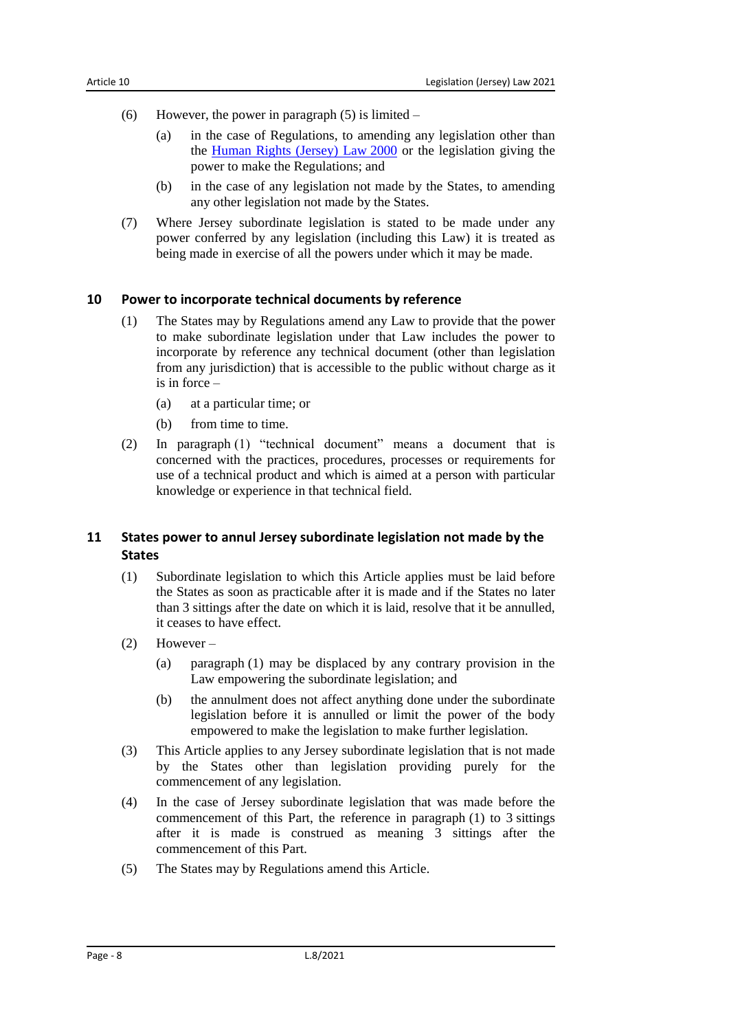(6) However, the power in paragraph (5) is limited –

(a) in the case of Regulations, to amending any legislation other than the Human Rights (Jersey) Law 2000 or the legislation giving the power to make the Regulations; and

(b) in the case of any legislation not made by the States, to amending any other legislation not made by the States.

(7) Where Jersey subordinate legislation is stated to be made under any power conferred by any legislation (including this Law) it is treated as being made in exercise of all the powers under which it may be made.

## 10 Power to incorporate technical documents by reference

(1) The States may by Regulations amend any Law to provide that the power to make subordinate legislation under that Law includes the power to incorporate by reference any technical document (other than legislation from any jurisdiction) that is accessible to the public without charge as it is in force –

(a) at a particular time; or

(b) from time to time.

(2) In paragraph (1) "technical document" means a document that is concerned with the practices, procedures, processes or requirements for use of a technical product and which is aimed at a person with particular knowledge or experience in that technical field.

## 11 States power to annul Jersey subordinate legislation not made by the States

(1) Subordinate legislation to which this Article applies must be laid before the States as soon as practicable after it is made and if the States no later than 3 sittings after the date on which it is laid, resolve that it be annulled, it ceases to have effect.

(2) However –

(a) paragraph (1) may be displaced by any contrary provision in the Law empowering the subordinate legislation; and

(b) the annulment does not affect anything done under the subordinate legislation before it is annulled or limit the power of the body empowered to make the legislation to make further legislation.

(3) This Article applies to any Jersey subordinate legislation that is not made by the States other than legislation providing purely for the commencement of any legislation.

(4) In the case of Jersey subordinate legislation that was made before the commencement of this Part, the reference in paragraph (1) to 3 sittings after it is made is construed as meaning 3 sittings after the commencement of this Part.

(5) The States may by Regulations amend this Article.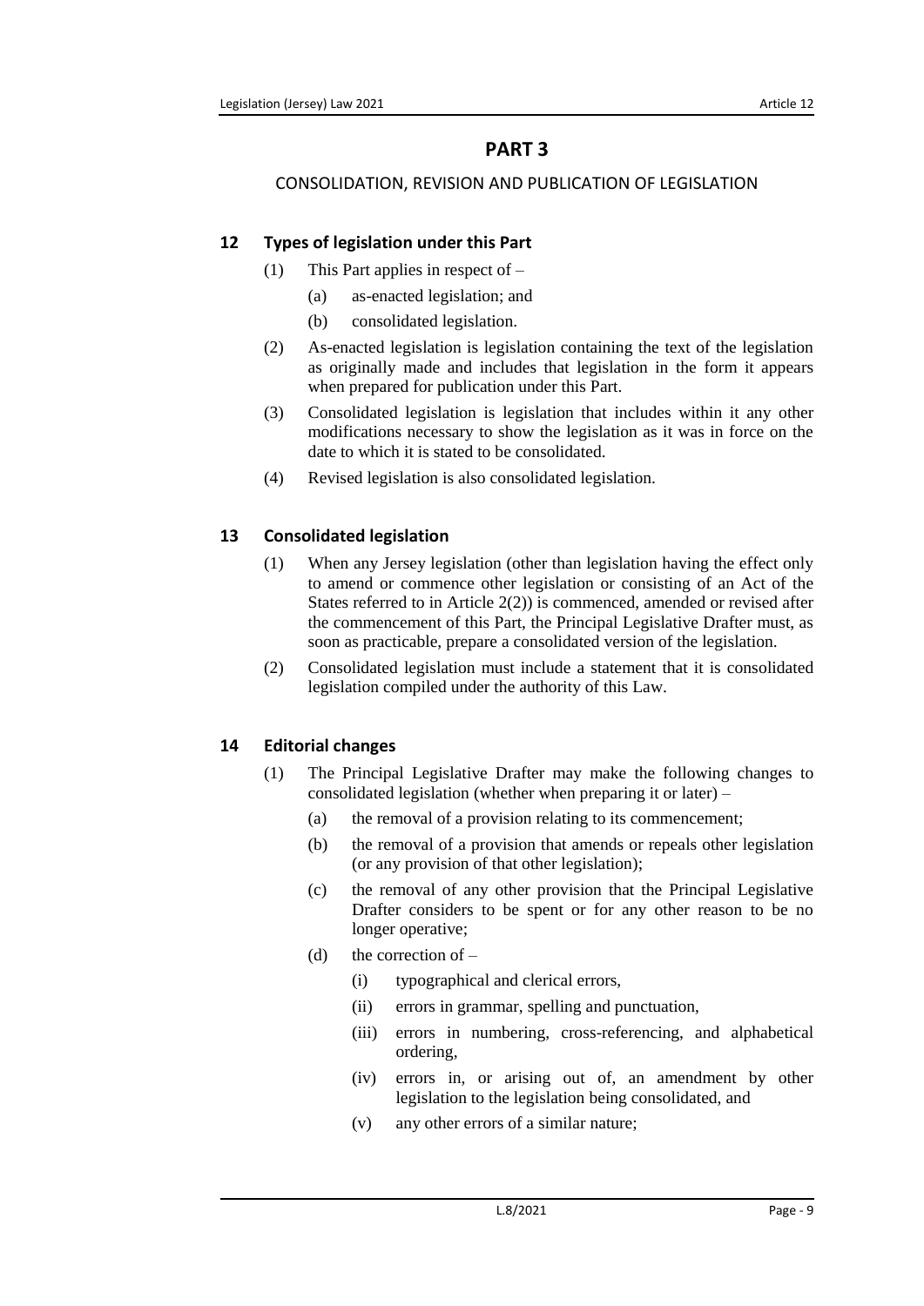# PART 3

## CONSOLIDATION, REVISION AND PUBLICATION OF LEGISLATION

### 12 Types of legislation under this Part

(1) This Part applies in respect of –

(a) as-enacted legislation; and

(b) consolidated legislation.

(2) As-enacted legislation is legislation containing the text of the legislation as originally made and includes that legislation in the form it appears when prepared for publication under this Part.

(3) Consolidated legislation is legislation that includes within it any other modifications necessary to show the legislation as it was in force on the date to which it is stated to be consolidated.

(4) Revised legislation is also consolidated legislation.

### 13 Consolidated legislation

(1) When any Jersey legislation (other than legislation having the effect only to amend or commence other legislation or consisting of an Act of the States referred to in Article 2(2)) is commenced, amended or revised after the commencement of this Part, the Principal Legislative Drafter must, as soon as practicable, prepare a consolidated version of the legislation.

(2) Consolidated legislation must include a statement that it is consolidated legislation compiled under the authority of this Law.

### 14 Editorial changes

(1) The Principal Legislative Drafter may make the following changes to consolidated legislation (whether when preparing it or later) –

(a) the removal of a provision relating to its commencement;

(b) the removal of a provision that amends or repeals other legislation (or any provision of that other legislation);

(c) the removal of any other provision that the Principal Legislative Drafter considers to be spent or for any other reason to be no longer operative;

(d) the correction of –

(i) typographical and clerical errors,

(ii) errors in grammar, spelling and punctuation,

(iii) errors in numbering, cross-referencing, and alphabetical ordering,

(iv) errors in, or arising out of, an amendment by other legislation to the legislation being consolidated, and

(v) any other errors of a similar nature;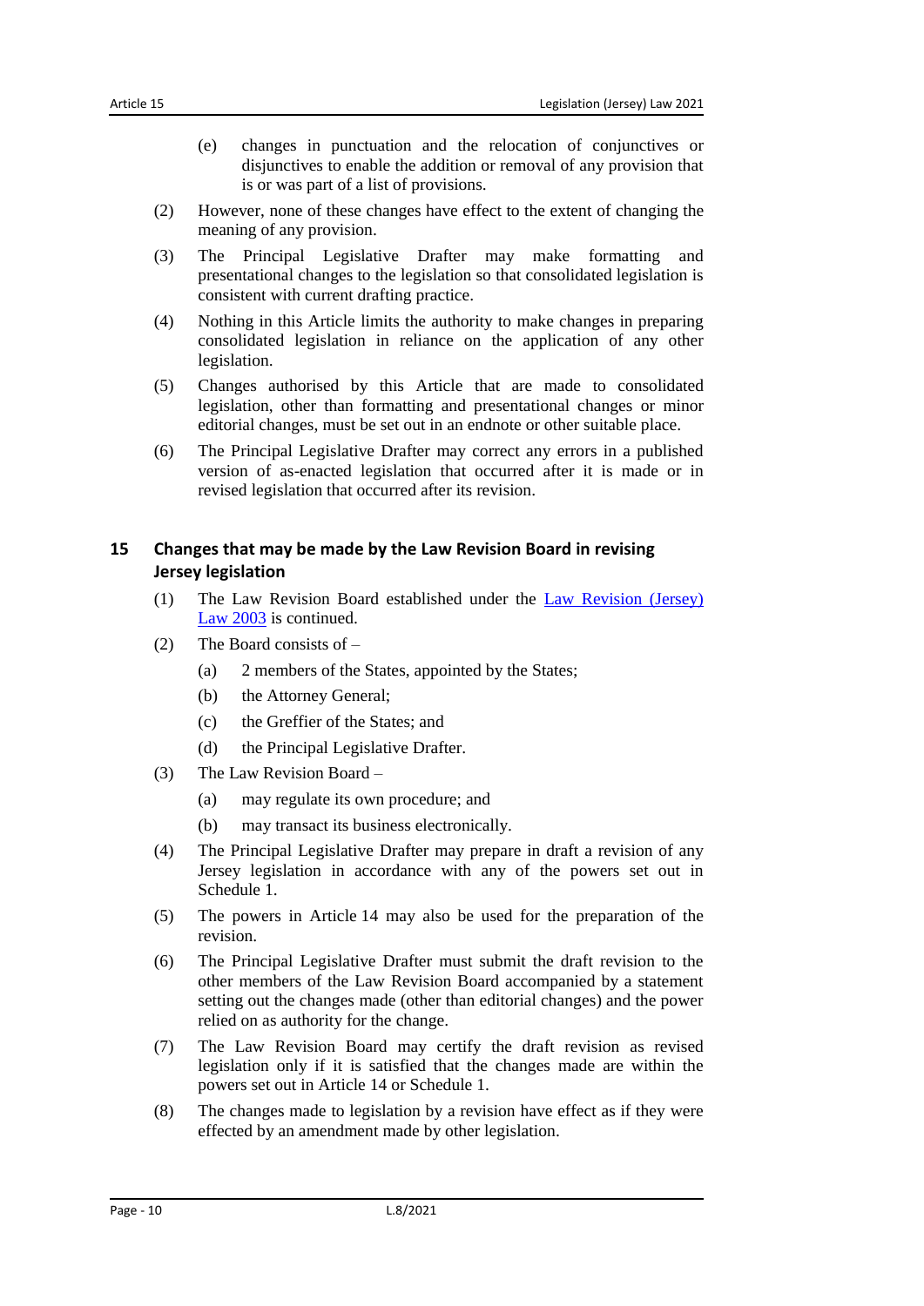(e) changes in punctuation and the relocation of conjunctives or disjunctives to enable the addition or removal of any provision that is or was part of a list of provisions.

(2) However, none of these changes have effect to the extent of changing the meaning of any provision.

(3) The Principal Legislative Drafter may make formatting and presentational changes to the legislation so that consolidated legislation is consistent with current drafting practice.

(4) Nothing in this Article limits the authority to make changes in preparing consolidated legislation in reliance on the application of any other legislation.

(5) Changes authorised by this Article that are made to consolidated legislation, other than formatting and presentational changes or minor editorial changes, must be set out in an endnote or other suitable place.

(6) The Principal Legislative Drafter may correct any errors in a published version of as-enacted legislation that occurred after it is made or in revised legislation that occurred after its revision.

## 15 Changes that may be made by the Law Revision Board in revising Jersey legislation

(1) The Law Revision Board established under the Law Revision (Jersey) Law 2003 is continued.

(2) The Board consists of –

(a) 2 members of the States, appointed by the States;

(b) the Attorney General;

(c) the Greffier of the States; and

(d) the Principal Legislative Drafter.

(3) The Law Revision Board –

(a) may regulate its own procedure; and

(b) may transact its business electronically.

(4) The Principal Legislative Drafter may prepare in draft a revision of any Jersey legislation in accordance with any of the powers set out in Schedule 1.

(5) The powers in Article 14 may also be used for the preparation of the revision.

(6) The Principal Legislative Drafter must submit the draft revision to the other members of the Law Revision Board accompanied by a statement setting out the changes made (other than editorial changes) and the power relied on as authority for the change.

(7) The Law Revision Board may certify the draft revision as revised legislation only if it is satisfied that the changes made are within the powers set out in Article 14 or Schedule 1.

(8) The changes made to legislation by a revision have effect as if they were effected by an amendment made by other legislation.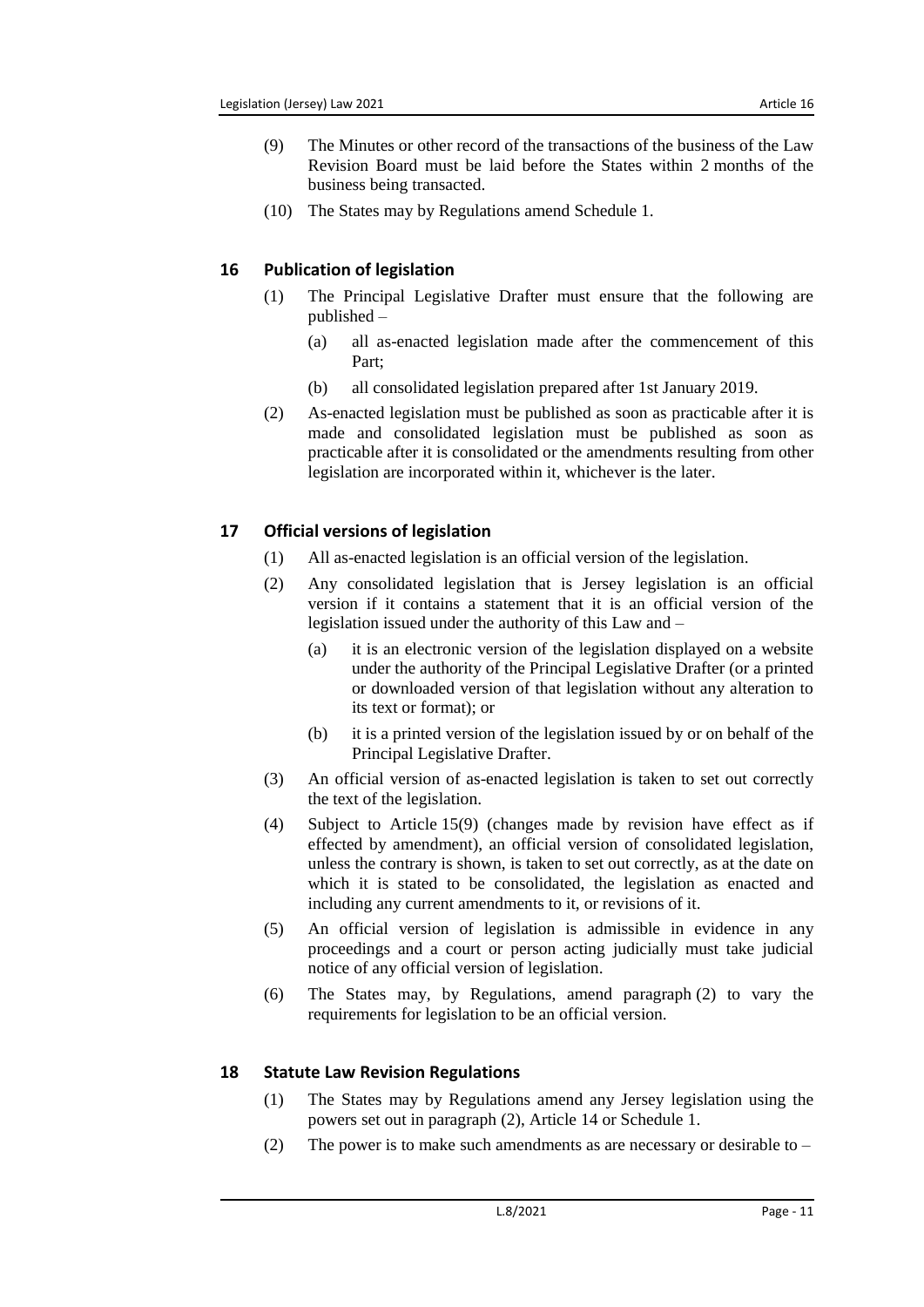(9) The Minutes or other record of the transactions of the business of the Law Revision Board must be laid before the States within 2 months of the business being transacted.

(10) The States may by Regulations amend Schedule 1.

## 16 Publication of legislation

(1) The Principal Legislative Drafter must ensure that the following are published –

(a) all as-enacted legislation made after the commencement of this Part;

(b) all consolidated legislation prepared after 1st January 2019.

(2) As-enacted legislation must be published as soon as practicable after it is made and consolidated legislation must be published as soon as practicable after it is consolidated or the amendments resulting from other legislation are incorporated within it, whichever is the later.

## 17 Official versions of legislation

(1) All as-enacted legislation is an official version of the legislation.

(2) Any consolidated legislation that is Jersey legislation is an official version if it contains a statement that it is an official version of the legislation issued under the authority of this Law and –

(a) it is an electronic version of the legislation displayed on a website under the authority of the Principal Legislative Drafter (or a printed or downloaded version of that legislation without any alteration to its text or format); or

(b) it is a printed version of the legislation issued by or on behalf of the Principal Legislative Drafter.

(3) An official version of as-enacted legislation is taken to set out correctly the text of the legislation.

(4) Subject to Article 15(9) (changes made by revision have effect as if effected by amendment), an official version of consolidated legislation, unless the contrary is shown, is taken to set out correctly, as at the date on which it is stated to be consolidated, the legislation as enacted and including any current amendments to it, or revisions of it.

(5) An official version of legislation is admissible in evidence in any proceedings and a court or person acting judicially must take judicial notice of any official version of legislation.

(6) The States may, by Regulations, amend paragraph (2) to vary the requirements for legislation to be an official version.

## 18 Statute Law Revision Regulations

(1) The States may by Regulations amend any Jersey legislation using the powers set out in paragraph (2), Article 14 or Schedule 1.

(2) The power is to make such amendments as are necessary or desirable to –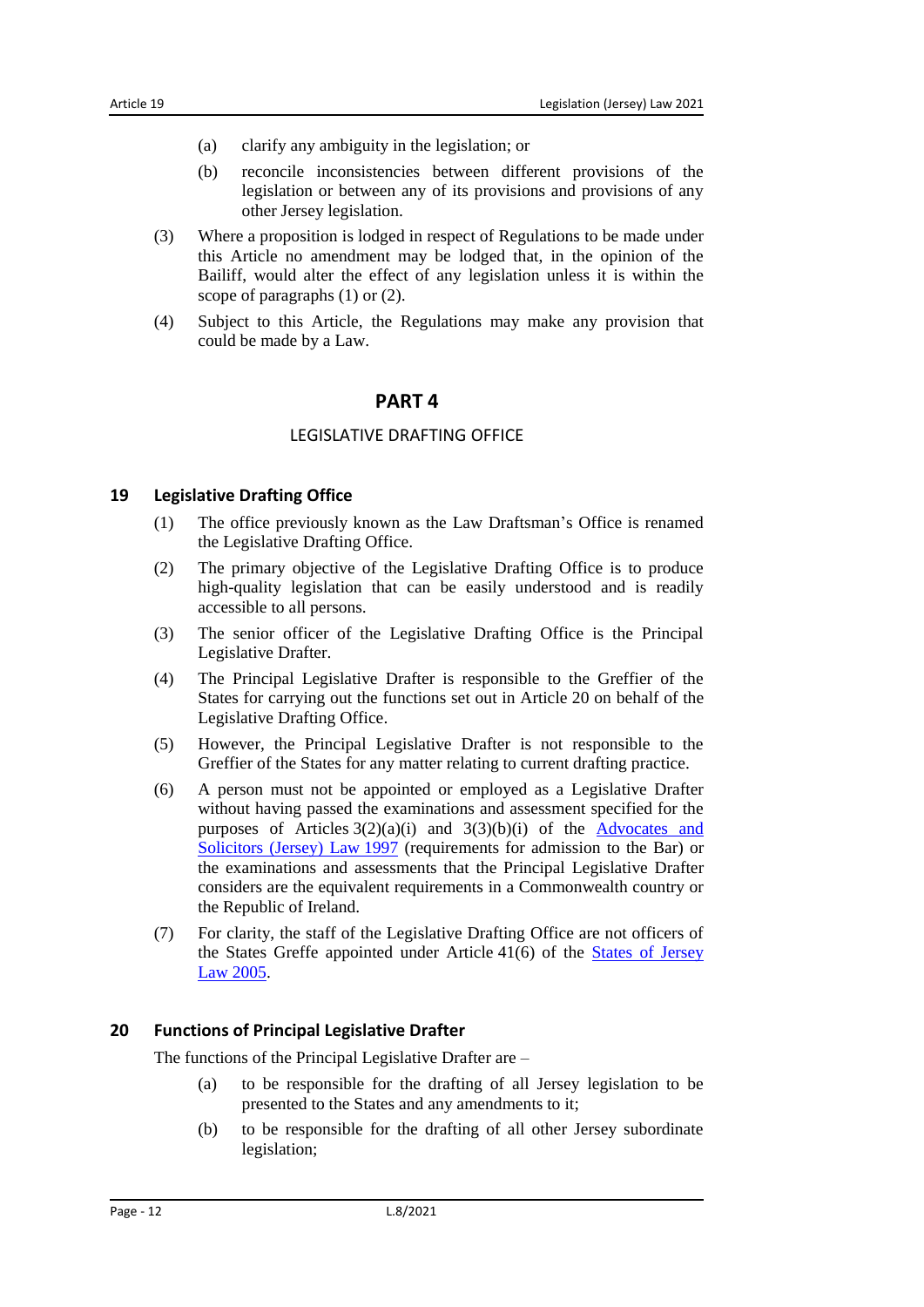(a) clarify any ambiguity in the legislation; or

(b) reconcile inconsistencies between different provisions of the legislation or between any of its provisions and provisions of any other Jersey legislation.

(3) Where a proposition is lodged in respect of Regulations to be made under this Article no amendment may be lodged that, in the opinion of the Bailiff, would alter the effect of any legislation unless it is within the scope of paragraphs (1) or (2).

(4) Subject to this Article, the Regulations may make any provision that could be made by a Law.

## PART 4

### LEGISLATIVE DRAFTING OFFICE

### 19 Legislative Drafting Office

(1) The office previously known as the Law Draftsman's Office is renamed the Legislative Drafting Office.

(2) The primary objective of the Legislative Drafting Office is to produce high-quality legislation that can be easily understood and is readily accessible to all persons.

(3) The senior officer of the Legislative Drafting Office is the Principal Legislative Drafter.

(4) The Principal Legislative Drafter is responsible to the Greffier of the States for carrying out the functions set out in Article 20 on behalf of the Legislative Drafting Office.

(5) However, the Principal Legislative Drafter is not responsible to the Greffier of the States for any matter relating to current drafting practice.

(6) A person must not be appointed or employed as a Legislative Drafter without having passed the examinations and assessment specified for the purposes of Articles 3(2)(a)(i) and 3(3)(b)(i) of the Advocates and Solicitors (Jersey) Law 1997 (requirements for admission to the Bar) or the examinations and assessments that the Principal Legislative Drafter considers are the equivalent requirements in a Commonwealth country or the Republic of Ireland.

(7) For clarity, the staff of the Legislative Drafting Office are not officers of the States Greffe appointed under Article 41(6) of the States of Jersey Law 2005.

### 20 Functions of Principal Legislative Drafter

The functions of the Principal Legislative Drafter are –

(a) to be responsible for the drafting of all Jersey legislation to be presented to the States and any amendments to it;

(b) to be responsible for the drafting of all other Jersey subordinate legislation;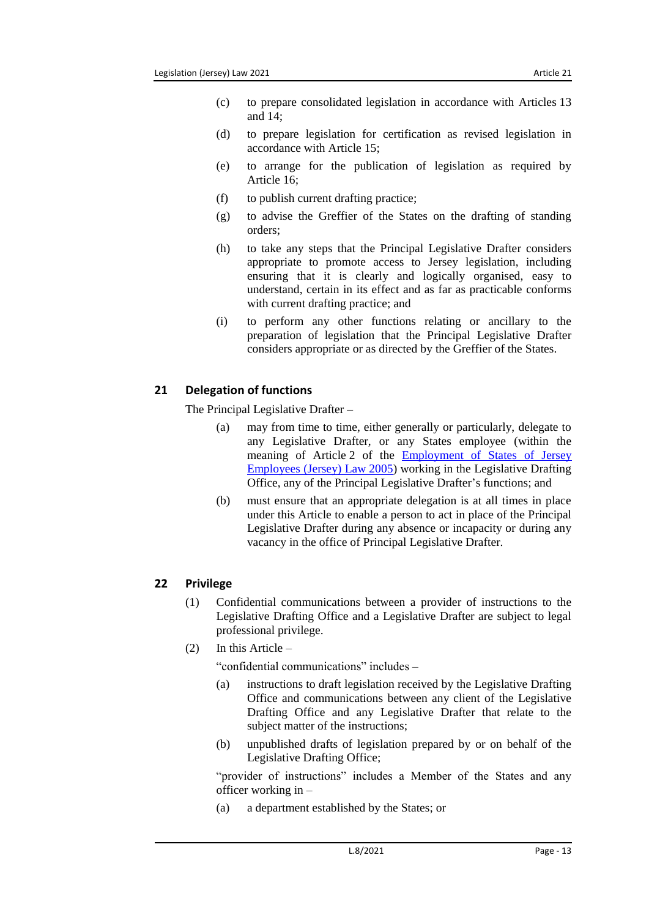(c) to prepare consolidated legislation in accordance with Articles 13 and 14;

(d) to prepare legislation for certification as revised legislation in accordance with Article 15;

(e) to arrange for the publication of legislation as required by Article 16;

(f) to publish current drafting practice;

(g) to advise the Greffier of the States on the drafting of standing orders;

(h) to take any steps that the Principal Legislative Drafter considers appropriate to promote access to Jersey legislation, including ensuring that it is clearly and logically organised, easy to understand, certain in its effect and as far as practicable conforms with current drafting practice; and

(i) to perform any other functions relating or ancillary to the preparation of legislation that the Principal Legislative Drafter considers appropriate or as directed by the Greffier of the States.

## 21 Delegation of functions

The Principal Legislative Drafter –

(a) may from time to time, either generally or particularly, delegate to any Legislative Drafter, or any States employee (within the meaning of Article 2 of the Employment of States of Jersey Employees (Jersey) Law 2005) working in the Legislative Drafting Office, any of the Principal Legislative Drafter's functions; and

(b) must ensure that an appropriate delegation is at all times in place under this Article to enable a person to act in place of the Principal Legislative Drafter during any absence or incapacity or during any vacancy in the office of Principal Legislative Drafter.

## 22 Privilege

(1) Confidential communications between a provider of instructions to the Legislative Drafting Office and a Legislative Drafter are subject to legal professional privilege.

(2) In this Article –

"confidential communications" includes –

(a) instructions to draft legislation received by the Legislative Drafting Office and communications between any client of the Legislative Drafting Office and any Legislative Drafter that relate to the subject matter of the instructions;

(b) unpublished drafts of legislation prepared by or on behalf of the Legislative Drafting Office;

"provider of instructions" includes a Member of the States and any officer working in –

(a) a department established by the States; or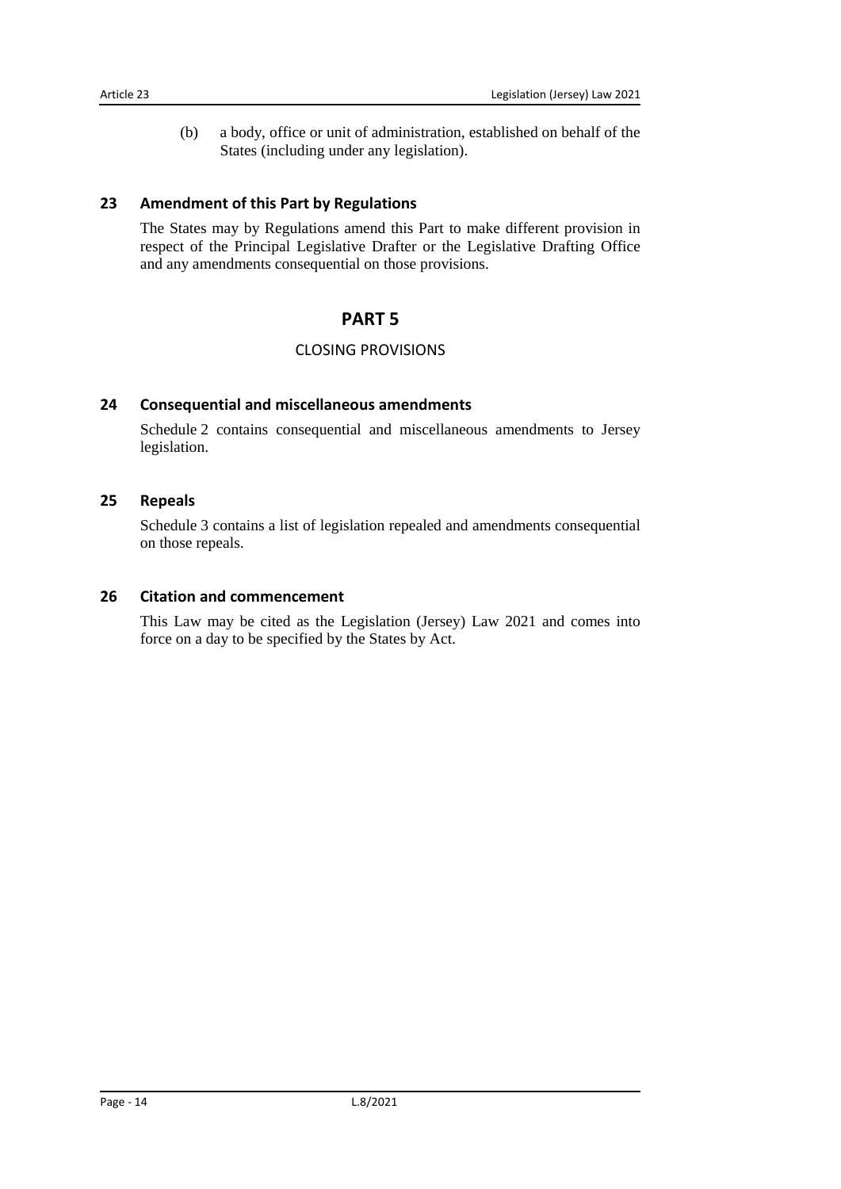(b) a body, office or unit of administration, established on behalf of the States (including under any legislation).

### 23 Amendment of this Part by Regulations

The States may by Regulations amend this Part to make different provision in respect of the Principal Legislative Drafter or the Legislative Drafting Office and any amendments consequential on those provisions.

## PART 5

CLOSING PROVISIONS

### 24 Consequential and miscellaneous amendments

Schedule 2 contains consequential and miscellaneous amendments to Jersey legislation.

### 25 Repeals

Schedule 3 contains a list of legislation repealed and amendments consequential on those repeals.

### 26 Citation and commencement

This Law may be cited as the Legislation (Jersey) Law 2021 and comes into force on a day to be specified by the States by Act.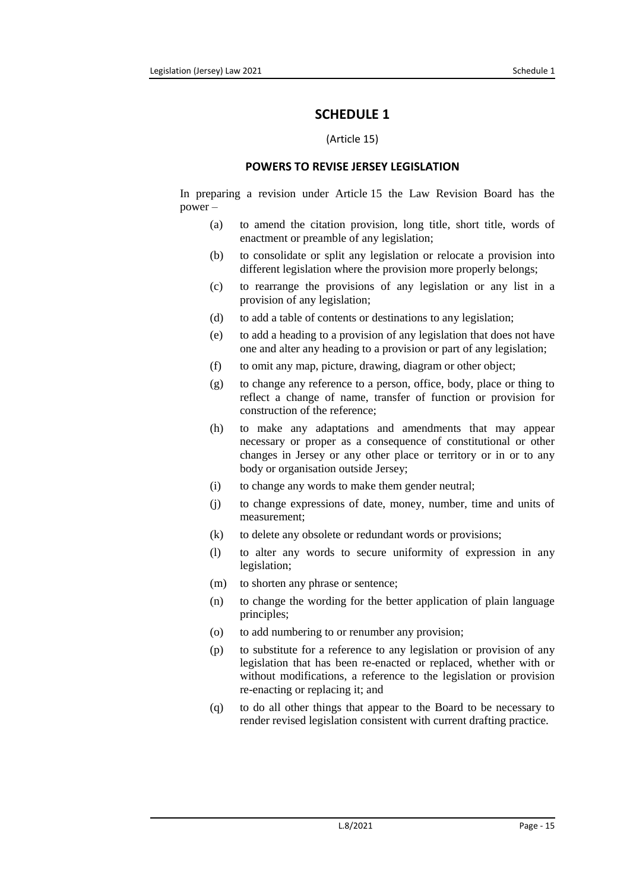# SCHEDULE 1

(Article 15)

## POWERS TO REVISE JERSEY LEGISLATION

In preparing a revision under Article 15 the Law Revision Board has the power –

(a) to amend the citation provision, long title, short title, words of enactment or preamble of any legislation;

(b) to consolidate or split any legislation or relocate a provision into different legislation where the provision more properly belongs;

(c) to rearrange the provisions of any legislation or any list in a provision of any legislation;

(d) to add a table of contents or destinations to any legislation;

(e) to add a heading to a provision of any legislation that does not have one and alter any heading to a provision or part of any legislation;

(f) to omit any map, picture, drawing, diagram or other object;

(g) to change any reference to a person, office, body, place or thing to reflect a change of name, transfer of function or provision for construction of the reference;

(h) to make any adaptations and amendments that may appear necessary or proper as a consequence of constitutional or other changes in Jersey or any other place or territory or in or to any body or organisation outside Jersey;

(i) to change any words to make them gender neutral;

(j) to change expressions of date, money, number, time and units of measurement;

(k) to delete any obsolete or redundant words or provisions;

(l) to alter any words to secure uniformity of expression in any legislation;

(m) to shorten any phrase or sentence;

(n) to change the wording for the better application of plain language principles;

(o) to add numbering to or renumber any provision;

(p) to substitute for a reference to any legislation or provision of any legislation that has been re-enacted or replaced, whether with or without modifications, a reference to the legislation or provision re-enacting or replacing it; and

(q) to do all other things that appear to the Board to be necessary to render revised legislation consistent with current drafting practice.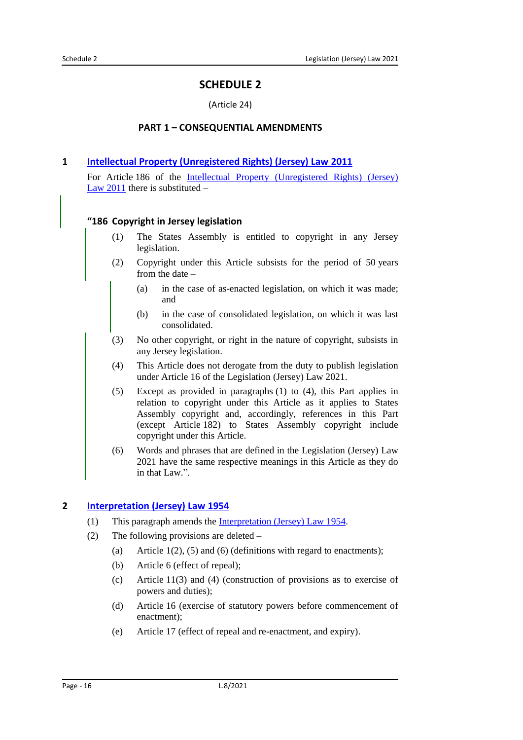# SCHEDULE 2

(Article 24)

## PART 1 – CONSEQUENTIAL AMENDMENTS

### 1 Intellectual Property (Unregistered Rights) (Jersey) Law 2011

For Article 186 of the Intellectual Property (Unregistered Rights) (Jersey) Law 2011 there is substituted –

**“186 Copyright in Jersey legislation**

(1) The States Assembly is entitled to copyright in any Jersey legislation.

(2) Copyright under this Article subsists for the period of 50 years from the date –

(a) in the case of as-enacted legislation, on which it was made; and

(b) in the case of consolidated legislation, on which it was last consolidated.

(3) No other copyright, or right in the nature of copyright, subsists in any Jersey legislation.

(4) This Article does not derogate from the duty to publish legislation under Article 16 of the Legislation (Jersey) Law 2021.

(5) Except as provided in paragraphs (1) to (4), this Part applies in relation to copyright under this Article as it applies to States Assembly copyright and, accordingly, references in this Part (except Article 182) to States Assembly copyright include copyright under this Article.

(6) Words and phrases that are defined in the Legislation (Jersey) Law 2021 have the same respective meanings in this Article as they do in that Law.”.

### 2 Interpretation (Jersey) Law 1954

(1) This paragraph amends the Interpretation (Jersey) Law 1954.

(2) The following provisions are deleted –

(a) Article 1(2), (5) and (6) (definitions with regard to enactments);

(b) Article 6 (effect of repeal);

(c) Article 11(3) and (4) (construction of provisions as to exercise of powers and duties);

(d) Article 16 (exercise of statutory powers before commencement of enactment);

(e) Article 17 (effect of repeal and re-enactment, and expiry).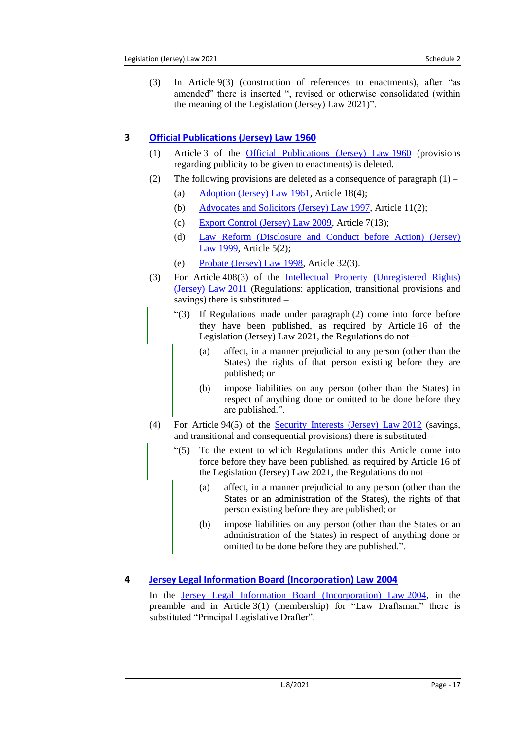(3) In Article 9(3) (construction of references to enactments), after "as amended" there is inserted ", revised or otherwise consolidated (within the meaning of the Legislation (Jersey) Law 2021)".

## 3 Official Publications (Jersey) Law 1960

(1) Article 3 of the Official Publications (Jersey) Law 1960 (provisions regarding publicity to be given to enactments) is deleted.

(2) The following provisions are deleted as a consequence of paragraph (1) –

- (a) Adoption (Jersey) Law 1961, Article 18(4);
- (b) Advocates and Solicitors (Jersey) Law 1997, Article 11(2);
- (c) Export Control (Jersey) Law 2009, Article 7(13);
- (d) Law Reform (Disclosure and Conduct before Action) (Jersey) Law 1999, Article 5(2);
- (e) Probate (Jersey) Law 1998, Article 32(3).

(3) For Article 408(3) of the Intellectual Property (Unregistered Rights) (Jersey) Law 2011 (Regulations: application, transitional provisions and savings) there is substituted –

> "(3) If Regulations made under paragraph (2) come into force before they have been published, as required by Article 16 of the Legislation (Jersey) Law 2021, the Regulations do not –
>
> (a) affect, in a manner prejudicial to any person (other than the States) the rights of that person existing before they are published; or
>
> (b) impose liabilities on any person (other than the States) in respect of anything done or omitted to be done before they are published.".

(4) For Article 94(5) of the Security Interests (Jersey) Law 2012 (savings, and transitional and consequential provisions) there is substituted –

> "(5) To the extent to which Regulations under this Article come into force before they have been published, as required by Article 16 of the Legislation (Jersey) Law 2021, the Regulations do not –
>
> (a) affect, in a manner prejudicial to any person (other than the States or an administration of the States), the rights of that person existing before they are published; or
>
> (b) impose liabilities on any person (other than the States or an administration of the States) in respect of anything done or omitted to be done before they are published.".

## 4 Jersey Legal Information Board (Incorporation) Law 2004

In the Jersey Legal Information Board (Incorporation) Law 2004, in the preamble and in Article 3(1) (membership) for "Law Draftsman" there is substituted "Principal Legislative Drafter".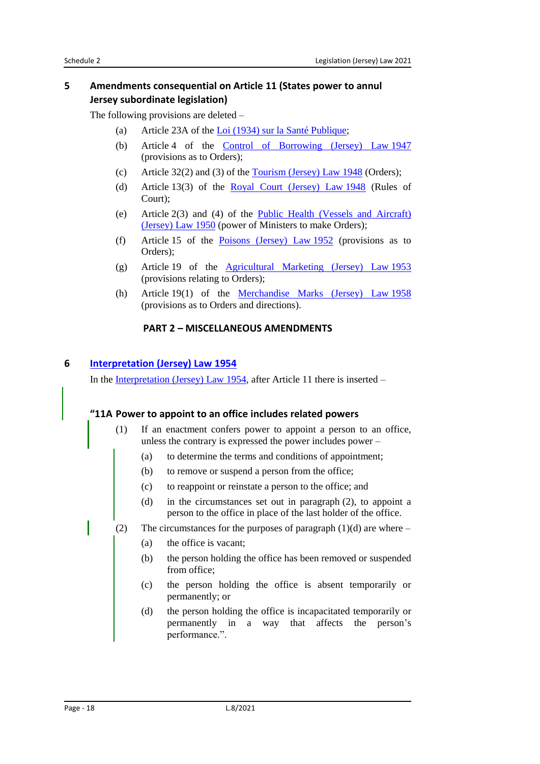## 5 Amendments consequential on Article 11 (States power to annul Jersey subordinate legislation)

The following provisions are deleted –

(a) Article 23A of the Loi (1934) sur la Santé Publique;

(b) Article 4 of the Control of Borrowing (Jersey) Law 1947 (provisions as to Orders);

(c) Article 32(2) and (3) of the Tourism (Jersey) Law 1948 (Orders);

(d) Article 13(3) of the Royal Court (Jersey) Law 1948 (Rules of Court);

(e) Article 2(3) and (4) of the Public Health (Vessels and Aircraft) (Jersey) Law 1950 (power of Ministers to make Orders);

(f) Article 15 of the Poisons (Jersey) Law 1952 (provisions as to Orders);

(g) Article 19 of the Agricultural Marketing (Jersey) Law 1953 (provisions relating to Orders);

(h) Article 19(1) of the Merchandise Marks (Jersey) Law 1958 (provisions as to Orders and directions).

### PART 2 – MISCELLANEOUS AMENDMENTS

## 6 Interpretation (Jersey) Law 1954

In the Interpretation (Jersey) Law 1954, after Article 11 there is inserted –

**"11A Power to appoint to an office includes related powers**

(1) If an enactment confers power to appoint a person to an office, unless the contrary is expressed the power includes power –

(a) to determine the terms and conditions of appointment;

(b) to remove or suspend a person from the office;

(c) to reappoint or reinstate a person to the office; and

(d) in the circumstances set out in paragraph (2), to appoint a person to the office in place of the last holder of the office.

(2) The circumstances for the purposes of paragraph (1)(d) are where –

(a) the office is vacant;

(b) the person holding the office has been removed or suspended from office;

(c) the person holding the office is absent temporarily or permanently; or

(d) the person holding the office is incapacitated temporarily or permanently in a way that affects the person's performance.".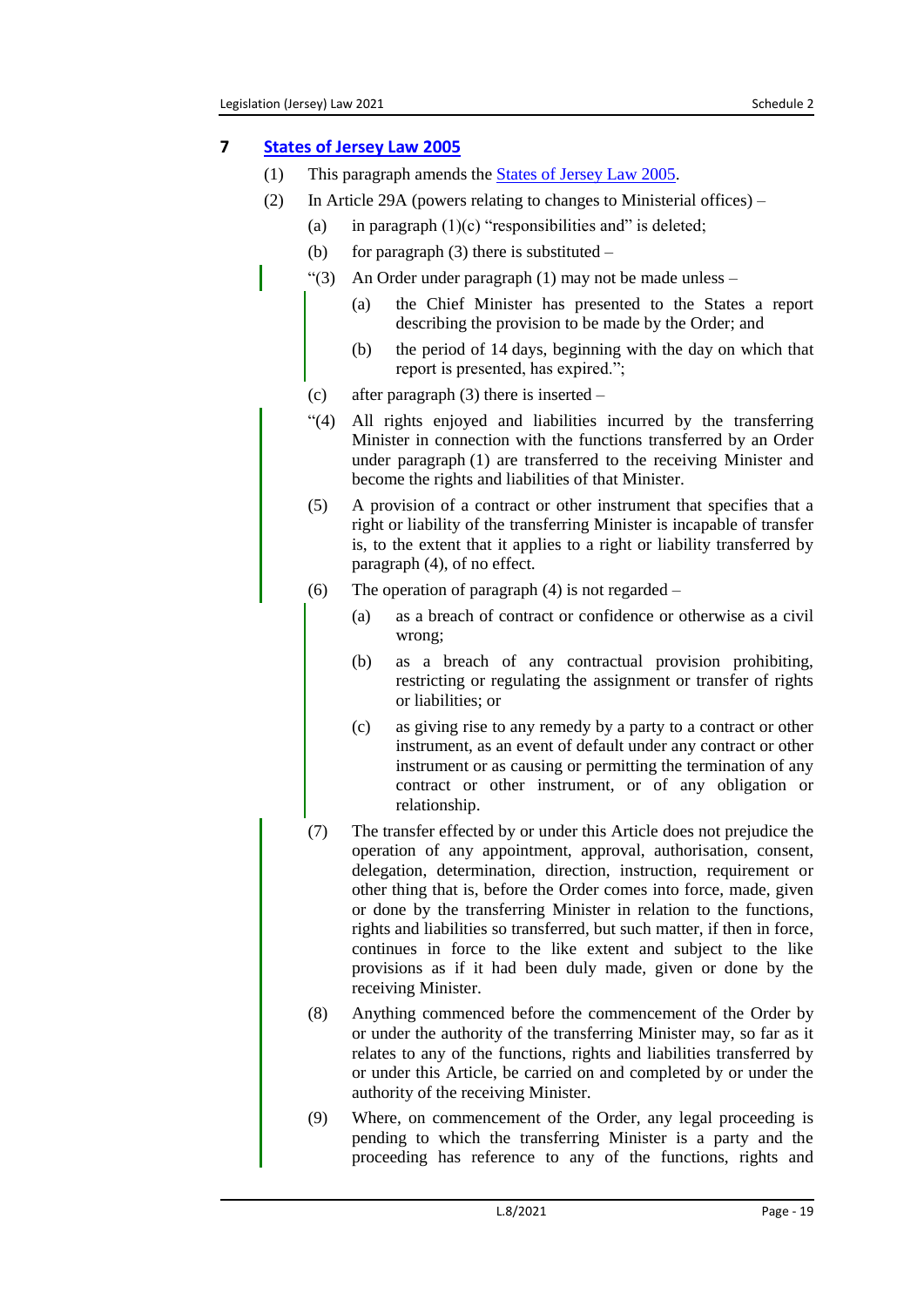## 7 States of Jersey Law 2005

(1) This paragraph amends the States of Jersey Law 2005.

(2) In Article 29A (powers relating to changes to Ministerial offices) –

(a) in paragraph (1)(c) "responsibilities and" is deleted;

(b) for paragraph (3) there is substituted –

"(3) An Order under paragraph (1) may not be made unless –

(a) the Chief Minister has presented to the States a report describing the provision to be made by the Order; and

(b) the period of 14 days, beginning with the day on which that report is presented, has expired.";

(c) after paragraph (3) there is inserted –

"(4) All rights enjoyed and liabilities incurred by the transferring Minister in connection with the functions transferred by an Order under paragraph (1) are transferred to the receiving Minister and become the rights and liabilities of that Minister.

(5) A provision of a contract or other instrument that specifies that a right or liability of the transferring Minister is incapable of transfer is, to the extent that it applies to a right or liability transferred by paragraph (4), of no effect.

(6) The operation of paragraph (4) is not regarded –

(a) as a breach of contract or confidence or otherwise as a civil wrong;

(b) as a breach of any contractual provision prohibiting, restricting or regulating the assignment or transfer of rights or liabilities; or

(c) as giving rise to any remedy by a party to a contract or other instrument, as an event of default under any contract or other instrument or as causing or permitting the termination of any contract or other instrument, or of any obligation or relationship.

(7) The transfer effected by or under this Article does not prejudice the operation of any appointment, approval, authorisation, consent, delegation, determination, direction, instruction, requirement or other thing that is, before the Order comes into force, made, given or done by the transferring Minister in relation to the functions, rights and liabilities so transferred, but such matter, if then in force, continues in force to the like extent and subject to the like provisions as if it had been duly made, given or done by the receiving Minister.

(8) Anything commenced before the commencement of the Order by or under the authority of the transferring Minister may, so far as it relates to any of the functions, rights and liabilities transferred by or under this Article, be carried on and completed by or under the authority of the receiving Minister.

(9) Where, on commencement of the Order, any legal proceeding is pending to which the transferring Minister is a party and the proceeding has reference to any of the functions, rights and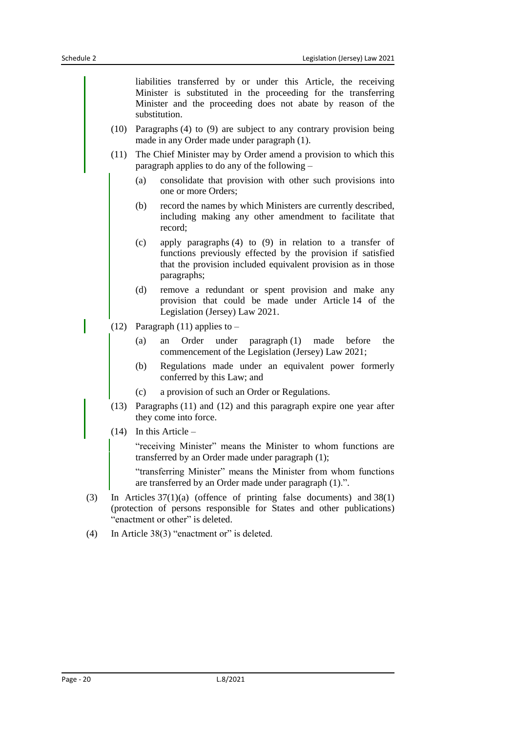liabilities transferred by or under this Article, the receiving Minister is substituted in the proceeding for the transferring Minister and the proceeding does not abate by reason of the substitution.

(10) Paragraphs (4) to (9) are subject to any contrary provision being made in any Order made under paragraph (1).

(11) The Chief Minister may by Order amend a provision to which this paragraph applies to do any of the following –

(a) consolidate that provision with other such provisions into one or more Orders;

(b) record the names by which Ministers are currently described, including making any other amendment to facilitate that record;

(c) apply paragraphs (4) to (9) in relation to a transfer of functions previously effected by the provision if satisfied that the provision included equivalent provision as in those paragraphs;

(d) remove a redundant or spent provision and make any provision that could be made under Article 14 of the Legislation (Jersey) Law 2021.

(12) Paragraph (11) applies to –

(a) an Order under paragraph (1) made before the commencement of the Legislation (Jersey) Law 2021;

(b) Regulations made under an equivalent power formerly conferred by this Law; and

(c) a provision of such an Order or Regulations.

(13) Paragraphs (11) and (12) and this paragraph expire one year after they come into force.

(14) In this Article –

"receiving Minister" means the Minister to whom functions are transferred by an Order made under paragraph (1);

"transferring Minister" means the Minister from whom functions are transferred by an Order made under paragraph (1).".

(3) In Articles 37(1)(a) (offence of printing false documents) and 38(1) (protection of persons responsible for States and other publications) "enactment or other" is deleted.

(4) In Article 38(3) "enactment or" is deleted.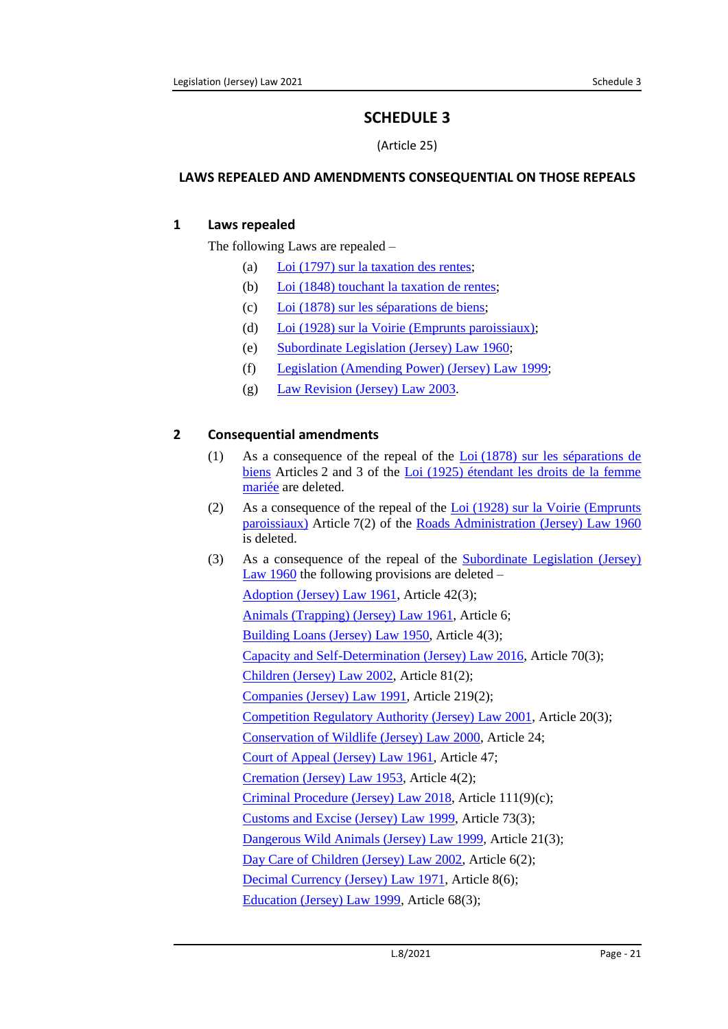# SCHEDULE 3

(Article 25)

## LAWS REPEALED AND AMENDMENTS CONSEQUENTIAL ON THOSE REPEALS

### 1 Laws repealed

The following Laws are repealed –

(a) Loi (1797) sur la taxation des rentes;

(b) Loi (1848) touchant la taxation de rentes;

(c) Loi (1878) sur les séparations de biens;

(d) Loi (1928) sur la Voirie (Emprunts paroissiaux);

(e) Subordinate Legislation (Jersey) Law 1960;

(f) Legislation (Amending Power) (Jersey) Law 1999;

(g) Law Revision (Jersey) Law 2003.

### 2 Consequential amendments

(1) As a consequence of the repeal of the Loi (1878) sur les séparations de biens Articles 2 and 3 of the Loi (1925) étendant les droits de la femme mariée are deleted.

(2) As a consequence of the repeal of the Loi (1928) sur la Voirie (Emprunts paroissiaux) Article 7(2) of the Roads Administration (Jersey) Law 1960 is deleted.

(3) As a consequence of the repeal of the Subordinate Legislation (Jersey) Law 1960 the following provisions are deleted –

Adoption (Jersey) Law 1961, Article 42(3);

Animals (Trapping) (Jersey) Law 1961, Article 6;

Building Loans (Jersey) Law 1950, Article 4(3);

Capacity and Self-Determination (Jersey) Law 2016, Article 70(3);

Children (Jersey) Law 2002, Article 81(2);

Companies (Jersey) Law 1991, Article 219(2);

Competition Regulatory Authority (Jersey) Law 2001, Article 20(3);

Conservation of Wildlife (Jersey) Law 2000, Article 24;

Court of Appeal (Jersey) Law 1961, Article 47;

Cremation (Jersey) Law 1953, Article 4(2);

Criminal Procedure (Jersey) Law 2018, Article 111(9)(c);

Customs and Excise (Jersey) Law 1999, Article 73(3);

Dangerous Wild Animals (Jersey) Law 1999, Article 21(3);

Day Care of Children (Jersey) Law 2002, Article 6(2);

Decimal Currency (Jersey) Law 1971, Article 8(6);

Education (Jersey) Law 1999, Article 68(3);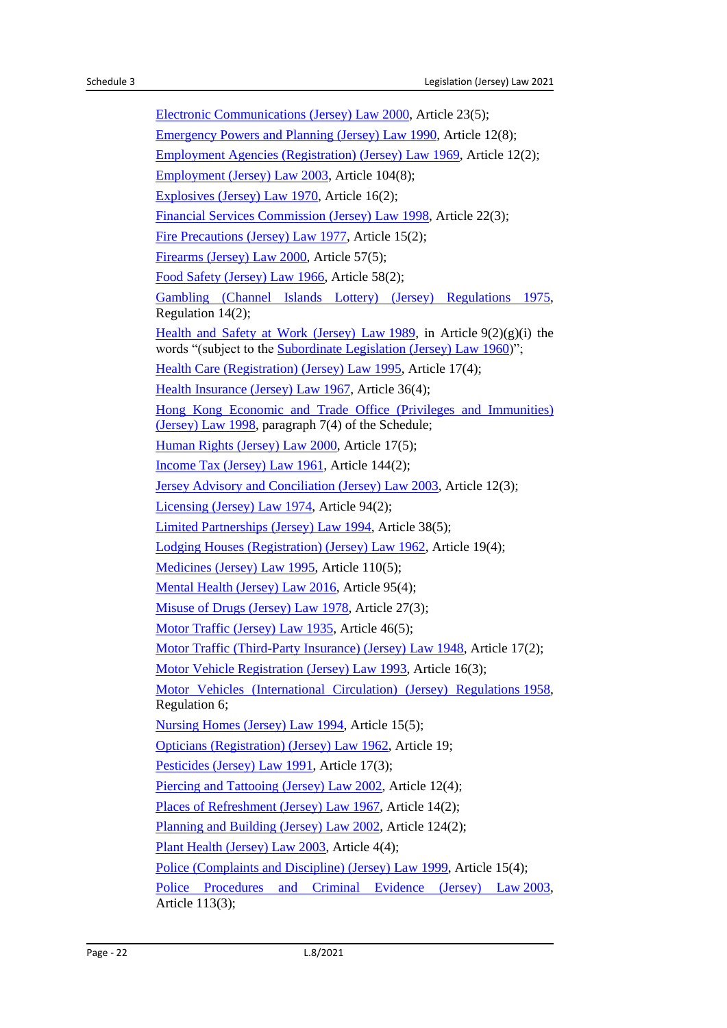Electronic Communications (Jersey) Law 2000, Article 23(5);

Emergency Powers and Planning (Jersey) Law 1990, Article 12(8);

Employment Agencies (Registration) (Jersey) Law 1969, Article 12(2);

Employment (Jersey) Law 2003, Article 104(8);

Explosives (Jersey) Law 1970, Article 16(2);

Financial Services Commission (Jersey) Law 1998, Article 22(3);

Fire Precautions (Jersey) Law 1977, Article 15(2);

Firearms (Jersey) Law 2000, Article 57(5);

Food Safety (Jersey) Law 1966, Article 58(2);

Gambling (Channel Islands Lottery) (Jersey) Regulations 1975, Regulation 14(2);

Health and Safety at Work (Jersey) Law 1989, in Article 9(2)(g)(i) the words "(subject to the Subordinate Legislation (Jersey) Law 1960)";

Health Care (Registration) (Jersey) Law 1995, Article 17(4);

Health Insurance (Jersey) Law 1967, Article 36(4);

Hong Kong Economic and Trade Office (Privileges and Immunities) (Jersey) Law 1998, paragraph 7(4) of the Schedule;

Human Rights (Jersey) Law 2000, Article 17(5);

Income Tax (Jersey) Law 1961, Article 144(2);

Jersey Advisory and Conciliation (Jersey) Law 2003, Article 12(3);

Licensing (Jersey) Law 1974, Article 94(2);

Limited Partnerships (Jersey) Law 1994, Article 38(5);

Lodging Houses (Registration) (Jersey) Law 1962, Article 19(4);

Medicines (Jersey) Law 1995, Article 110(5);

Mental Health (Jersey) Law 2016, Article 95(4);

Misuse of Drugs (Jersey) Law 1978, Article 27(3);

Motor Traffic (Jersey) Law 1935, Article 46(5);

Motor Traffic (Third-Party Insurance) (Jersey) Law 1948, Article 17(2);

Motor Vehicle Registration (Jersey) Law 1993, Article 16(3);

Motor Vehicles (International Circulation) (Jersey) Regulations 1958, Regulation 6;

Nursing Homes (Jersey) Law 1994, Article 15(5);

Opticians (Registration) (Jersey) Law 1962, Article 19;

Pesticides (Jersey) Law 1991, Article 17(3);

Piercing and Tattooing (Jersey) Law 2002, Article 12(4);

Places of Refreshment (Jersey) Law 1967, Article 14(2);

Planning and Building (Jersey) Law 2002, Article 124(2);

Plant Health (Jersey) Law 2003, Article 4(4);

Police (Complaints and Discipline) (Jersey) Law 1999, Article 15(4);

Police Procedures and Criminal Evidence (Jersey) Law 2003, Article 113(3);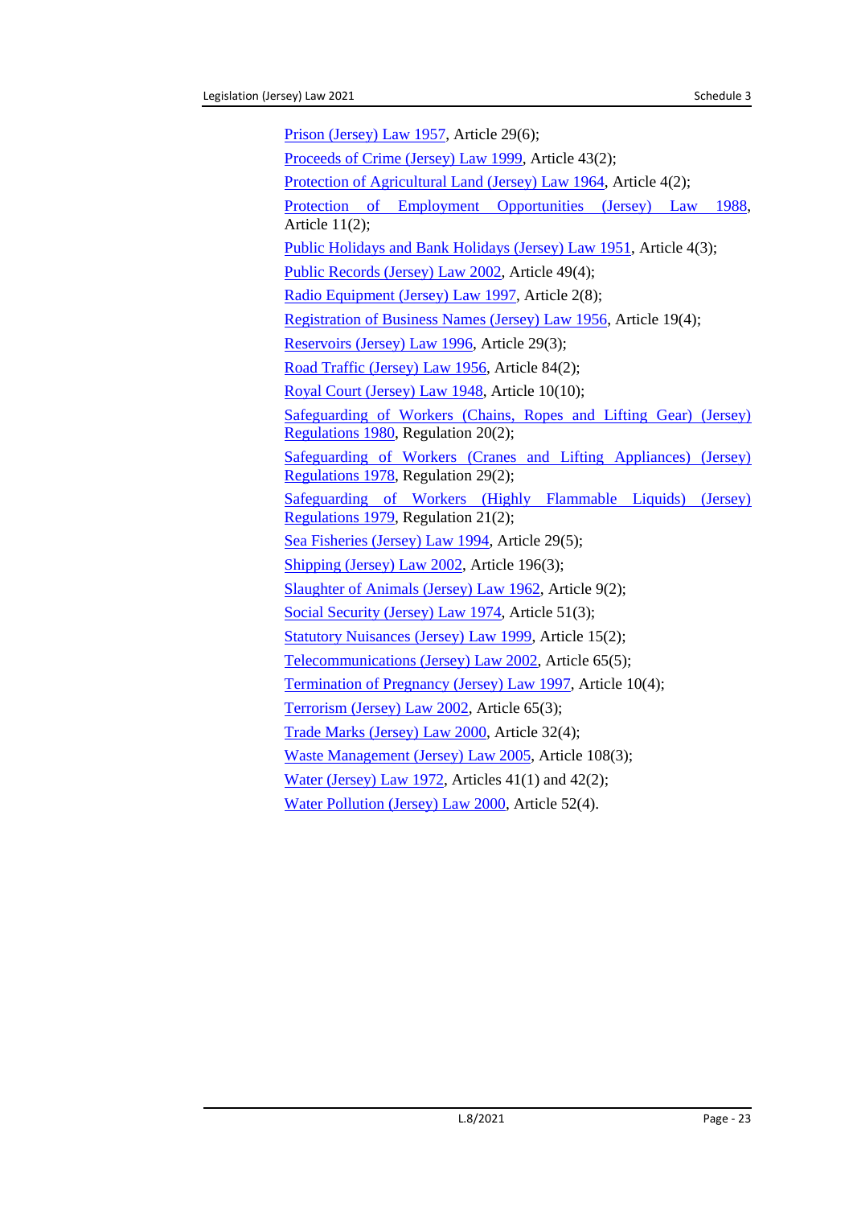Prison (Jersey) Law 1957, Article 29(6);

Proceeds of Crime (Jersey) Law 1999, Article 43(2);

Protection of Agricultural Land (Jersey) Law 1964, Article 4(2);

Protection of Employment Opportunities (Jersey) Law 1988, Article 11(2);

Public Holidays and Bank Holidays (Jersey) Law 1951, Article 4(3);

Public Records (Jersey) Law 2002, Article 49(4);

Radio Equipment (Jersey) Law 1997, Article 2(8);

Registration of Business Names (Jersey) Law 1956, Article 19(4);

Reservoirs (Jersey) Law 1996, Article 29(3);

Road Traffic (Jersey) Law 1956, Article 84(2);

Royal Court (Jersey) Law 1948, Article 10(10);

Safeguarding of Workers (Chains, Ropes and Lifting Gear) (Jersey) Regulations 1980, Regulation 20(2);

Safeguarding of Workers (Cranes and Lifting Appliances) (Jersey) Regulations 1978, Regulation 29(2);

Safeguarding of Workers (Highly Flammable Liquids) (Jersey) Regulations 1979, Regulation 21(2);

Sea Fisheries (Jersey) Law 1994, Article 29(5);

Shipping (Jersey) Law 2002, Article 196(3);

Slaughter of Animals (Jersey) Law 1962, Article 9(2);

Social Security (Jersey) Law 1974, Article 51(3);

Statutory Nuisances (Jersey) Law 1999, Article 15(2);

Telecommunications (Jersey) Law 2002, Article 65(5);

Termination of Pregnancy (Jersey) Law 1997, Article 10(4);

Terrorism (Jersey) Law 2002, Article 65(3);

Trade Marks (Jersey) Law 2000, Article 32(4);

Waste Management (Jersey) Law 2005, Article 108(3);

Water (Jersey) Law 1972, Articles 41(1) and 42(2);

Water Pollution (Jersey) Law 2000, Article 52(4).